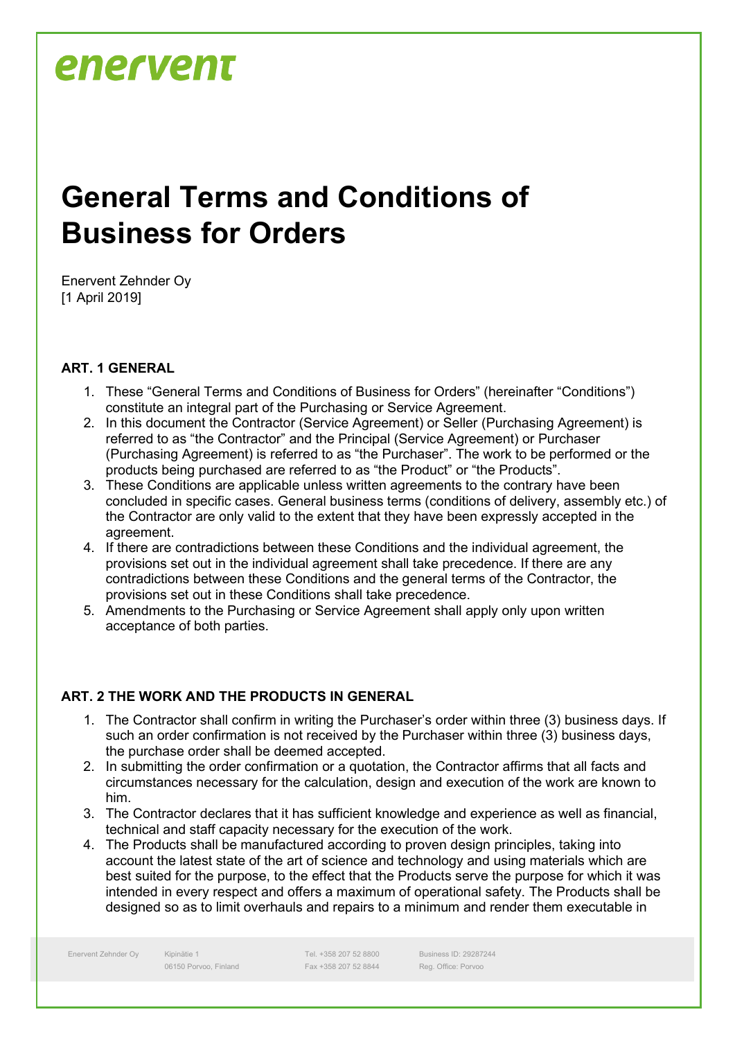enervent

# General Terms and Conditions of Business for Orders

Enervent Zehnder Oy
[1 April 2019]

### ART. 1 GENERAL

1. These "General Terms and Conditions of Business for Orders" (hereinafter "Conditions") constitute an integral part of the Purchasing or Service Agreement.
2. In this document the Contractor (Service Agreement) or Seller (Purchasing Agreement) is referred to as "the Contractor" and the Principal (Service Agreement) or Purchaser (Purchasing Agreement) is referred to as "the Purchaser". The work to be performed or the products being purchased are referred to as "the Product" or "the Products".
3. These Conditions are applicable unless written agreements to the contrary have been concluded in specific cases. General business terms (conditions of delivery, assembly etc.) of the Contractor are only valid to the extent that they have been expressly accepted in the agreement.
4. If there are contradictions between these Conditions and the individual agreement, the provisions set out in the individual agreement shall take precedence. If there are any contradictions between these Conditions and the general terms of the Contractor, the provisions set out in these Conditions shall take precedence.
5. Amendments to the Purchasing or Service Agreement shall apply only upon written acceptance of both parties.

### ART. 2 THE WORK AND THE PRODUCTS IN GENERAL

1. The Contractor shall confirm in writing the Purchaser's order within three (3) business days. If such an order confirmation is not received by the Purchaser within three (3) business days, the purchase order shall be deemed accepted.
2. In submitting the order confirmation or a quotation, the Contractor affirms that all facts and circumstances necessary for the calculation, design and execution of the work are known to him.
3. The Contractor declares that it has sufficient knowledge and experience as well as financial, technical and staff capacity necessary for the execution of the work.
4. The Products shall be manufactured according to proven design principles, taking into account the latest state of the art of science and technology and using materials which are best suited for the purpose, to the effect that the Products serve the purpose for which it was intended in every respect and offers a maximum of operational safety. The Products shall be designed so as to limit overhauls and repairs to a minimum and render them executable in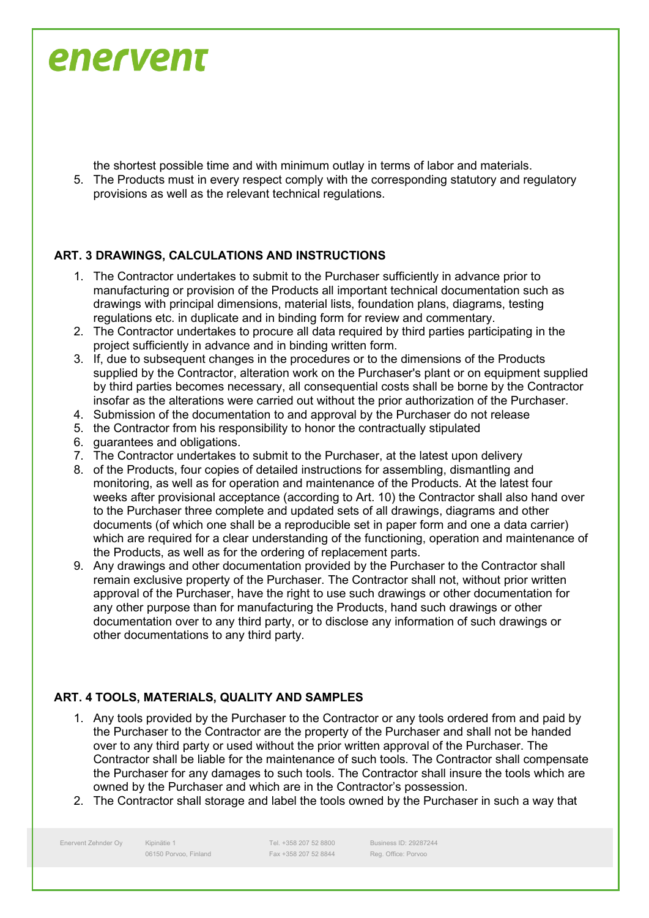the shortest possible time and with minimum outlay in terms of labor and materials.

5. The Products must in every respect comply with the corresponding statutory and regulatory provisions as well as the relevant technical regulations.

## ART. 3 DRAWINGS, CALCULATIONS AND INSTRUCTIONS

1. The Contractor undertakes to submit to the Purchaser sufficiently in advance prior to manufacturing or provision of the Products all important technical documentation such as drawings with principal dimensions, material lists, foundation plans, diagrams, testing regulations etc. in duplicate and in binding form for review and commentary.
2. The Contractor undertakes to procure all data required by third parties participating in the project sufficiently in advance and in binding written form.
3. If, due to subsequent changes in the procedures or to the dimensions of the Products supplied by the Contractor, alteration work on the Purchaser's plant or on equipment supplied by third parties becomes necessary, all consequential costs shall be borne by the Contractor insofar as the alterations were carried out without the prior authorization of the Purchaser.
4. Submission of the documentation to and approval by the Purchaser do not release
5. the Contractor from his responsibility to honor the contractually stipulated
6. guarantees and obligations.
7. The Contractor undertakes to submit to the Purchaser, at the latest upon delivery
8. of the Products, four copies of detailed instructions for assembling, dismantling and monitoring, as well as for operation and maintenance of the Products. At the latest four weeks after provisional acceptance (according to Art. 10) the Contractor shall also hand over to the Purchaser three complete and updated sets of all drawings, diagrams and other documents (of which one shall be a reproducible set in paper form and one a data carrier) which are required for a clear understanding of the functioning, operation and maintenance of the Products, as well as for the ordering of replacement parts.
9. Any drawings and other documentation provided by the Purchaser to the Contractor shall remain exclusive property of the Purchaser. The Contractor shall not, without prior written approval of the Purchaser, have the right to use such drawings or other documentation for any other purpose than for manufacturing the Products, hand such drawings or other documentation over to any third party, or to disclose any information of such drawings or other documentations to any third party.

## ART. 4 TOOLS, MATERIALS, QUALITY AND SAMPLES

1. Any tools provided by the Purchaser to the Contractor or any tools ordered from and paid by the Purchaser to the Contractor are the property of the Purchaser and shall not be handed over to any third party or used without the prior written approval of the Purchaser. The Contractor shall be liable for the maintenance of such tools. The Contractor shall compensate the Purchaser for any damages to such tools. The Contractor shall insure the tools which are owned by the Purchaser and which are in the Contractor's possession.
2. The Contractor shall storage and label the tools owned by the Purchaser in such a way that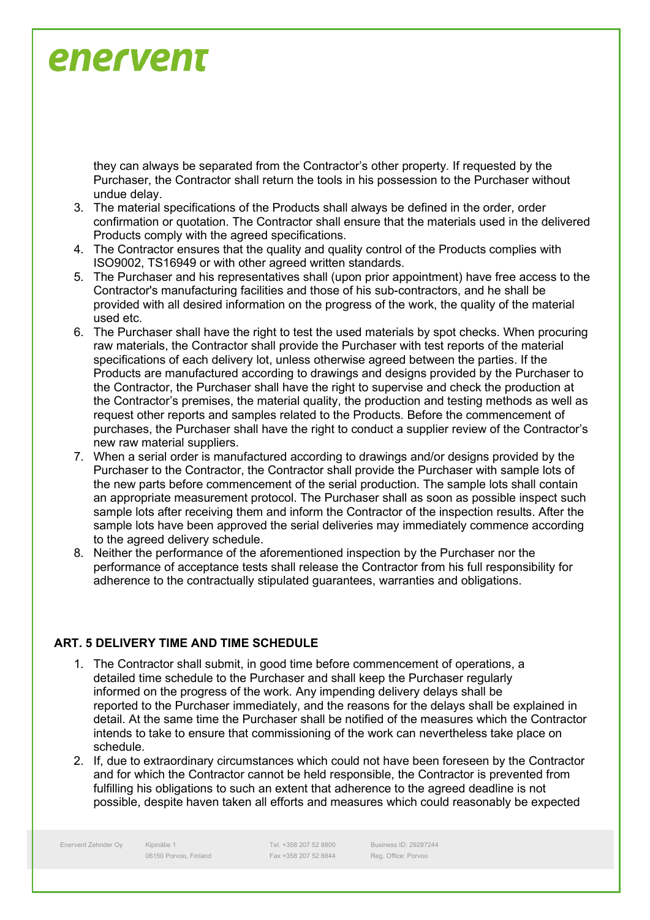they can always be separated from the Contractor's other property. If requested by the Purchaser, the Contractor shall return the tools in his possession to the Purchaser without undue delay.

3. The material specifications of the Products shall always be defined in the order, order confirmation or quotation. The Contractor shall ensure that the materials used in the delivered Products comply with the agreed specifications.
4. The Contractor ensures that the quality and quality control of the Products complies with ISO9002, TS16949 or with other agreed written standards.
5. The Purchaser and his representatives shall (upon prior appointment) have free access to the Contractor's manufacturing facilities and those of his sub-contractors, and he shall be provided with all desired information on the progress of the work, the quality of the material used etc.
6. The Purchaser shall have the right to test the used materials by spot checks. When procuring raw materials, the Contractor shall provide the Purchaser with test reports of the material specifications of each delivery lot, unless otherwise agreed between the parties. If the Products are manufactured according to drawings and designs provided by the Purchaser to the Contractor, the Purchaser shall have the right to supervise and check the production at the Contractor's premises, the material quality, the production and testing methods as well as request other reports and samples related to the Products. Before the commencement of purchases, the Purchaser shall have the right to conduct a supplier review of the Contractor's new raw material suppliers.
7. When a serial order is manufactured according to drawings and/or designs provided by the Purchaser to the Contractor, the Contractor shall provide the Purchaser with sample lots of the new parts before commencement of the serial production. The sample lots shall contain an appropriate measurement protocol. The Purchaser shall as soon as possible inspect such sample lots after receiving them and inform the Contractor of the inspection results. After the sample lots have been approved the serial deliveries may immediately commence according to the agreed delivery schedule.
8. Neither the performance of the aforementioned inspection by the Purchaser nor the performance of acceptance tests shall release the Contractor from his full responsibility for adherence to the contractually stipulated guarantees, warranties and obligations.

## ART. 5 DELIVERY TIME AND TIME SCHEDULE

1. The Contractor shall submit, in good time before commencement of operations, a detailed time schedule to the Purchaser and shall keep the Purchaser regularly informed on the progress of the work. Any impending delivery delays shall be reported to the Purchaser immediately, and the reasons for the delays shall be explained in detail. At the same time the Purchaser shall be notified of the measures which the Contractor intends to take to ensure that commissioning of the work can nevertheless take place on schedule.
2. If, due to extraordinary circumstances which could not have been foreseen by the Contractor and for which the Contractor cannot be held responsible, the Contractor is prevented from fulfilling his obligations to such an extent that adherence to the agreed deadline is not possible, despite haven taken all efforts and measures which could reasonably be expected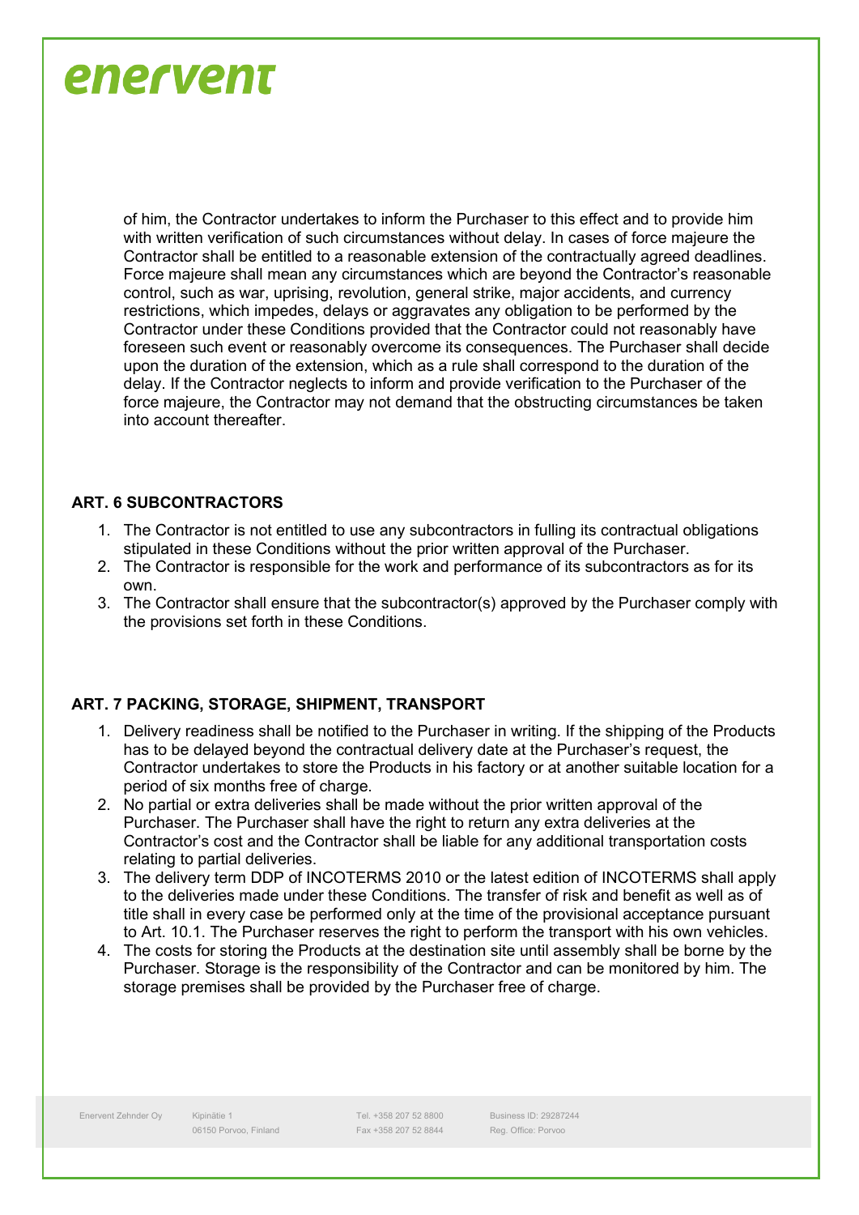of him, the Contractor undertakes to inform the Purchaser to this effect and to provide him with written verification of such circumstances without delay. In cases of force majeure the Contractor shall be entitled to a reasonable extension of the contractually agreed deadlines. Force majeure shall mean any circumstances which are beyond the Contractor's reasonable control, such as war, uprising, revolution, general strike, major accidents, and currency restrictions, which impedes, delays or aggravates any obligation to be performed by the Contractor under these Conditions provided that the Contractor could not reasonably have foreseen such event or reasonably overcome its consequences. The Purchaser shall decide upon the duration of the extension, which as a rule shall correspond to the duration of the delay. If the Contractor neglects to inform and provide verification to the Purchaser of the force majeure, the Contractor may not demand that the obstructing circumstances be taken into account thereafter.

## ART. 6 SUBCONTRACTORS

1. The Contractor is not entitled to use any subcontractors in fulling its contractual obligations stipulated in these Conditions without the prior written approval of the Purchaser.
2. The Contractor is responsible for the work and performance of its subcontractors as for its own.
3. The Contractor shall ensure that the subcontractor(s) approved by the Purchaser comply with the provisions set forth in these Conditions.

## ART. 7 PACKING, STORAGE, SHIPMENT, TRANSPORT

1. Delivery readiness shall be notified to the Purchaser in writing. If the shipping of the Products has to be delayed beyond the contractual delivery date at the Purchaser's request, the Contractor undertakes to store the Products in his factory or at another suitable location for a period of six months free of charge.
2. No partial or extra deliveries shall be made without the prior written approval of the Purchaser. The Purchaser shall have the right to return any extra deliveries at the Contractor's cost and the Contractor shall be liable for any additional transportation costs relating to partial deliveries.
3. The delivery term DDP of INCOTERMS 2010 or the latest edition of INCOTERMS shall apply to the deliveries made under these Conditions. The transfer of risk and benefit as well as of title shall in every case be performed only at the time of the provisional acceptance pursuant to Art. 10.1. The Purchaser reserves the right to perform the transport with his own vehicles.
4. The costs for storing the Products at the destination site until assembly shall be borne by the Purchaser. Storage is the responsibility of the Contractor and can be monitored by him. The storage premises shall be provided by the Purchaser free of charge.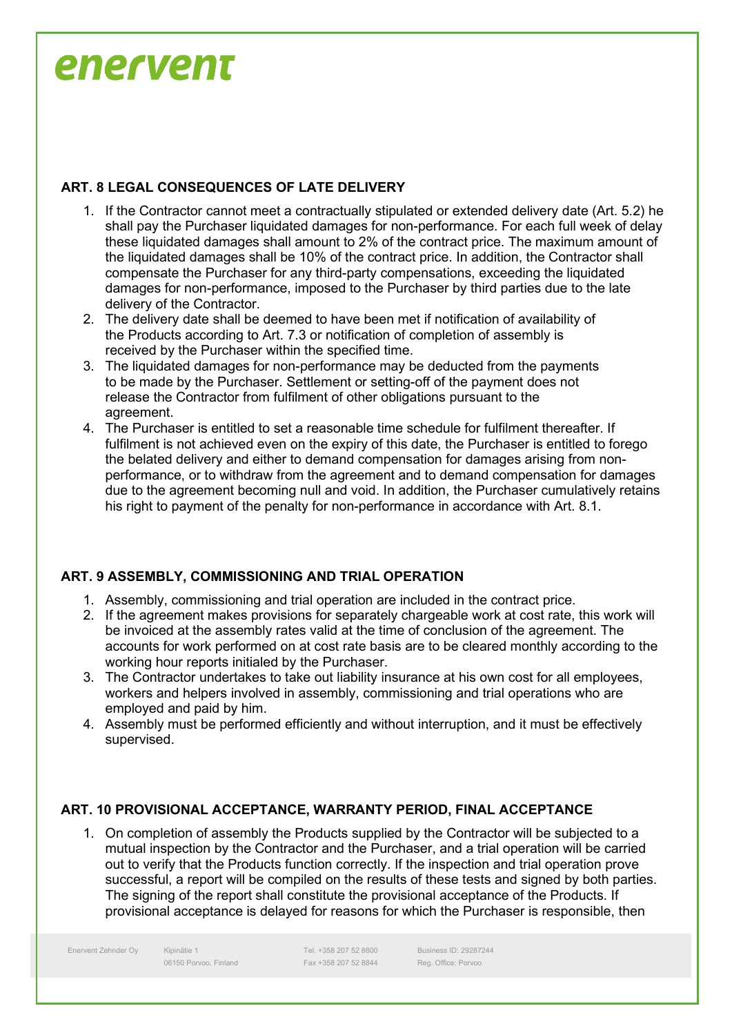## ART. 8 LEGAL CONSEQUENCES OF LATE DELIVERY

1. If the Contractor cannot meet a contractually stipulated or extended delivery date (Art. 5.2) he shall pay the Purchaser liquidated damages for non-performance. For each full week of delay these liquidated damages shall amount to 2% of the contract price. The maximum amount of the liquidated damages shall be 10% of the contract price. In addition, the Contractor shall compensate the Purchaser for any third-party compensations, exceeding the liquidated damages for non-performance, imposed to the Purchaser by third parties due to the late delivery of the Contractor.
2. The delivery date shall be deemed to have been met if notification of availability of the Products according to Art. 7.3 or notification of completion of assembly is received by the Purchaser within the specified time.
3. The liquidated damages for non-performance may be deducted from the payments to be made by the Purchaser. Settlement or setting-off of the payment does not release the Contractor from fulfilment of other obligations pursuant to the agreement.
4. The Purchaser is entitled to set a reasonable time schedule for fulfilment thereafter. If fulfilment is not achieved even on the expiry of this date, the Purchaser is entitled to forego the belated delivery and either to demand compensation for damages arising from non-performance, or to withdraw from the agreement and to demand compensation for damages due to the agreement becoming null and void. In addition, the Purchaser cumulatively retains his right to payment of the penalty for non-performance in accordance with Art. 8.1.

## ART. 9 ASSEMBLY, COMMISSIONING AND TRIAL OPERATION

1. Assembly, commissioning and trial operation are included in the contract price.
2. If the agreement makes provisions for separately chargeable work at cost rate, this work will be invoiced at the assembly rates valid at the time of conclusion of the agreement. The accounts for work performed on at cost rate basis are to be cleared monthly according to the working hour reports initialed by the Purchaser.
3. The Contractor undertakes to take out liability insurance at his own cost for all employees, workers and helpers involved in assembly, commissioning and trial operations who are employed and paid by him.
4. Assembly must be performed efficiently and without interruption, and it must be effectively supervised.

## ART. 10 PROVISIONAL ACCEPTANCE, WARRANTY PERIOD, FINAL ACCEPTANCE

1. On completion of assembly the Products supplied by the Contractor will be subjected to a mutual inspection by the Contractor and the Purchaser, and a trial operation will be carried out to verify that the Products function correctly. If the inspection and trial operation prove successful, a report will be compiled on the results of these tests and signed by both parties. The signing of the report shall constitute the provisional acceptance of the Products. If provisional acceptance is delayed for reasons for which the Purchaser is responsible, then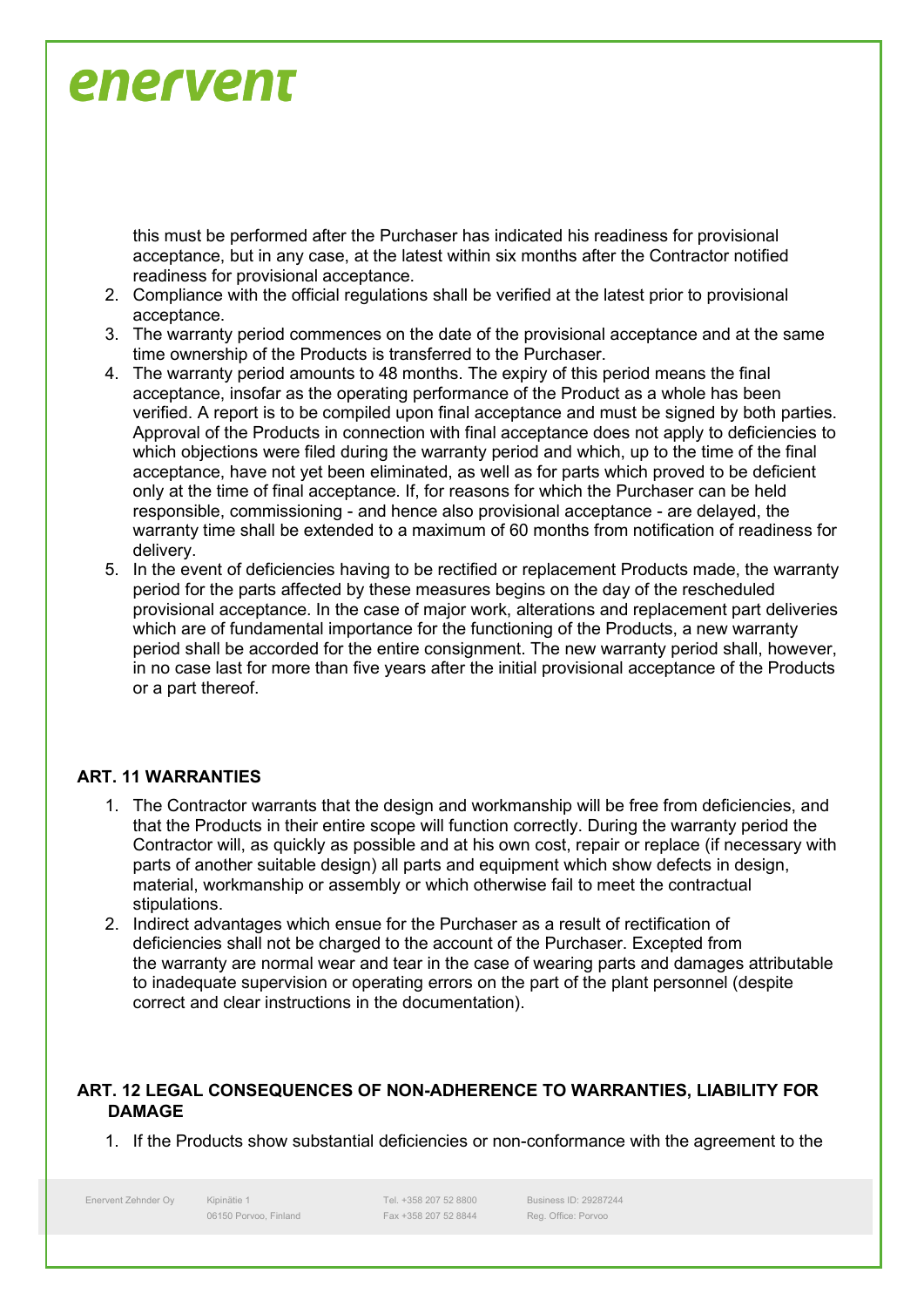this must be performed after the Purchaser has indicated his readiness for provisional acceptance, but in any case, at the latest within six months after the Contractor notified readiness for provisional acceptance.

2. Compliance with the official regulations shall be verified at the latest prior to provisional acceptance.
3. The warranty period commences on the date of the provisional acceptance and at the same time ownership of the Products is transferred to the Purchaser.
4. The warranty period amounts to 48 months. The expiry of this period means the final acceptance, insofar as the operating performance of the Product as a whole has been verified. A report is to be compiled upon final acceptance and must be signed by both parties. Approval of the Products in connection with final acceptance does not apply to deficiencies to which objections were filed during the warranty period and which, up to the time of the final acceptance, have not yet been eliminated, as well as for parts which proved to be deficient only at the time of final acceptance. If, for reasons for which the Purchaser can be held responsible, commissioning - and hence also provisional acceptance - are delayed, the warranty time shall be extended to a maximum of 60 months from notification of readiness for delivery.
5. In the event of deficiencies having to be rectified or replacement Products made, the warranty period for the parts affected by these measures begins on the day of the rescheduled provisional acceptance. In the case of major work, alterations and replacement part deliveries which are of fundamental importance for the functioning of the Products, a new warranty period shall be accorded for the entire consignment. The new warranty period shall, however, in no case last for more than five years after the initial provisional acceptance of the Products or a part thereof.

## ART. 11 WARRANTIES

1. The Contractor warrants that the design and workmanship will be free from deficiencies, and that the Products in their entire scope will function correctly. During the warranty period the Contractor will, as quickly as possible and at his own cost, repair or replace (if necessary with parts of another suitable design) all parts and equipment which show defects in design, material, workmanship or assembly or which otherwise fail to meet the contractual stipulations.
2. Indirect advantages which ensue for the Purchaser as a result of rectification of deficiencies shall not be charged to the account of the Purchaser. Excepted from the warranty are normal wear and tear in the case of wearing parts and damages attributable to inadequate supervision or operating errors on the part of the plant personnel (despite correct and clear instructions in the documentation).

## ART. 12 LEGAL CONSEQUENCES OF NON-ADHERENCE TO WARRANTIES, LIABILITY FOR DAMAGE

1. If the Products show substantial deficiencies or non-conformance with the agreement to the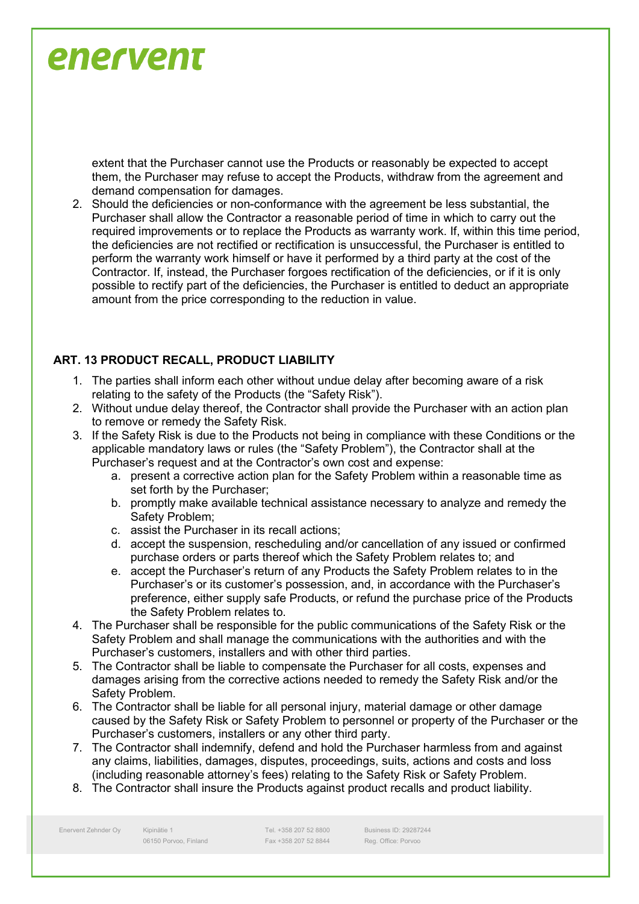extent that the Purchaser cannot use the Products or reasonably be expected to accept them, the Purchaser may refuse to accept the Products, withdraw from the agreement and demand compensation for damages.

2. Should the deficiencies or non-conformance with the agreement be less substantial, the Purchaser shall allow the Contractor a reasonable period of time in which to carry out the required improvements or to replace the Products as warranty work. If, within this time period, the deficiencies are not rectified or rectification is unsuccessful, the Purchaser is entitled to perform the warranty work himself or have it performed by a third party at the cost of the Contractor. If, instead, the Purchaser forgoes rectification of the deficiencies, or if it is only possible to rectify part of the deficiencies, the Purchaser is entitled to deduct an appropriate amount from the price corresponding to the reduction in value.

## ART. 13 PRODUCT RECALL, PRODUCT LIABILITY

1. The parties shall inform each other without undue delay after becoming aware of a risk relating to the safety of the Products (the "Safety Risk").
2. Without undue delay thereof, the Contractor shall provide the Purchaser with an action plan to remove or remedy the Safety Risk.
3. If the Safety Risk is due to the Products not being in compliance with these Conditions or the applicable mandatory laws or rules (the "Safety Problem"), the Contractor shall at the Purchaser's request and at the Contractor's own cost and expense:
   a. present a corrective action plan for the Safety Problem within a reasonable time as set forth by the Purchaser;
   b. promptly make available technical assistance necessary to analyze and remedy the Safety Problem;
   c. assist the Purchaser in its recall actions;
   d. accept the suspension, rescheduling and/or cancellation of any issued or confirmed purchase orders or parts thereof which the Safety Problem relates to; and
   e. accept the Purchaser's return of any Products the Safety Problem relates to in the Purchaser's or its customer's possession, and, in accordance with the Purchaser's preference, either supply safe Products, or refund the purchase price of the Products the Safety Problem relates to.
4. The Purchaser shall be responsible for the public communications of the Safety Risk or the Safety Problem and shall manage the communications with the authorities and with the Purchaser's customers, installers and with other third parties.
5. The Contractor shall be liable to compensate the Purchaser for all costs, expenses and damages arising from the corrective actions needed to remedy the Safety Risk and/or the Safety Problem.
6. The Contractor shall be liable for all personal injury, material damage or other damage caused by the Safety Risk or Safety Problem to personnel or property of the Purchaser or the Purchaser's customers, installers or any other third party.
7. The Contractor shall indemnify, defend and hold the Purchaser harmless from and against any claims, liabilities, damages, disputes, proceedings, suits, actions and costs and loss (including reasonable attorney's fees) relating to the Safety Risk or Safety Problem.
8. The Contractor shall insure the Products against product recalls and product liability.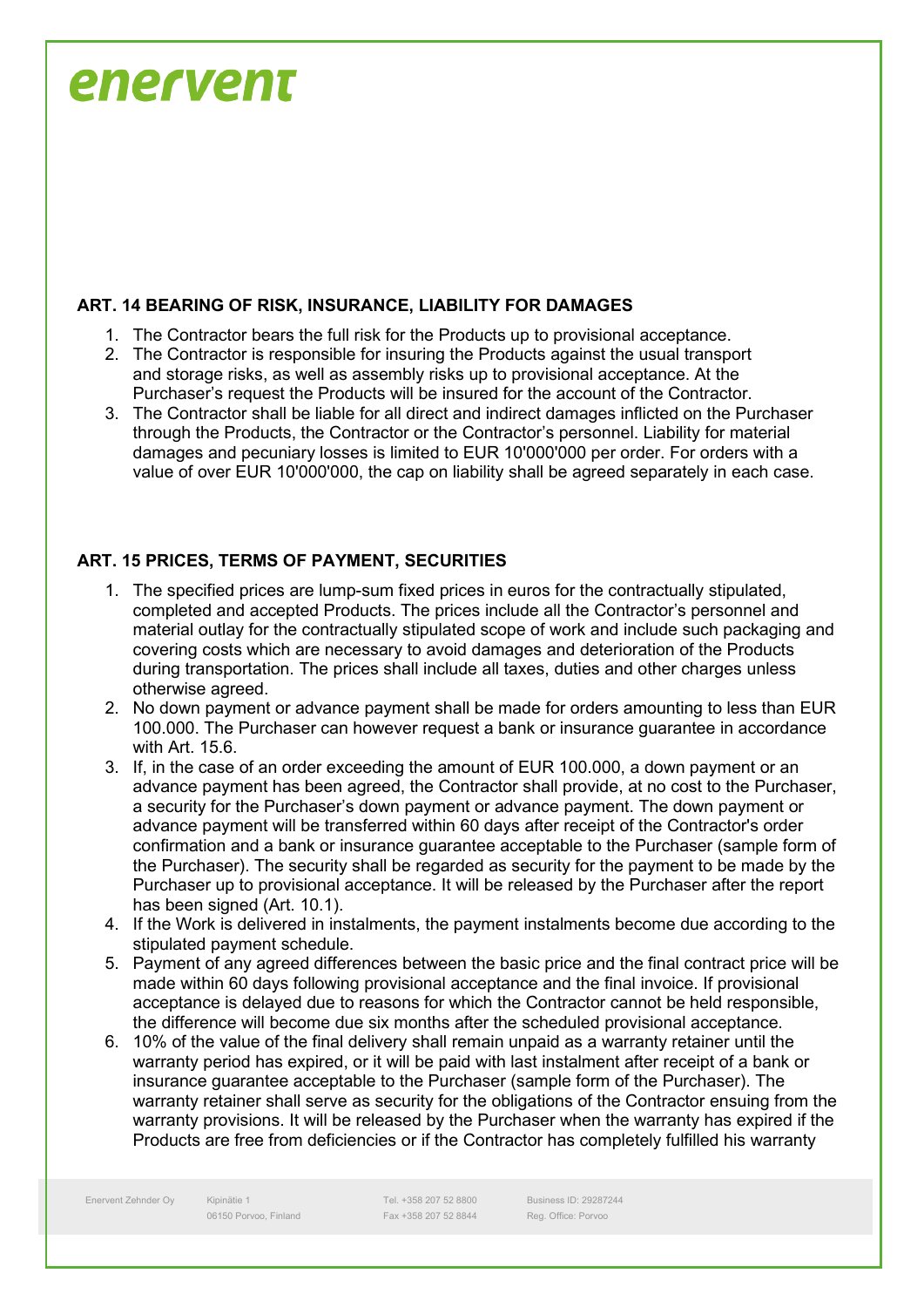## ART. 14 BEARING OF RISK, INSURANCE, LIABILITY FOR DAMAGES

1. The Contractor bears the full risk for the Products up to provisional acceptance.
2. The Contractor is responsible for insuring the Products against the usual transport and storage risks, as well as assembly risks up to provisional acceptance. At the Purchaser's request the Products will be insured for the account of the Contractor.
3. The Contractor shall be liable for all direct and indirect damages inflicted on the Purchaser through the Products, the Contractor or the Contractor's personnel. Liability for material damages and pecuniary losses is limited to EUR 10'000'000 per order. For orders with a value of over EUR 10'000'000, the cap on liability shall be agreed separately in each case.

## ART. 15 PRICES, TERMS OF PAYMENT, SECURITIES

1. The specified prices are lump-sum fixed prices in euros for the contractually stipulated, completed and accepted Products. The prices include all the Contractor's personnel and material outlay for the contractually stipulated scope of work and include such packaging and covering costs which are necessary to avoid damages and deterioration of the Products during transportation. The prices shall include all taxes, duties and other charges unless otherwise agreed.
2. No down payment or advance payment shall be made for orders amounting to less than EUR 100.000. The Purchaser can however request a bank or insurance guarantee in accordance with Art. 15.6.
3. If, in the case of an order exceeding the amount of EUR 100.000, a down payment or an advance payment has been agreed, the Contractor shall provide, at no cost to the Purchaser, a security for the Purchaser's down payment or advance payment. The down payment or advance payment will be transferred within 60 days after receipt of the Contractor's order confirmation and a bank or insurance guarantee acceptable to the Purchaser (sample form of the Purchaser). The security shall be regarded as security for the payment to be made by the Purchaser up to provisional acceptance. It will be released by the Purchaser after the report has been signed (Art. 10.1).
4. If the Work is delivered in instalments, the payment instalments become due according to the stipulated payment schedule.
5. Payment of any agreed differences between the basic price and the final contract price will be made within 60 days following provisional acceptance and the final invoice. If provisional acceptance is delayed due to reasons for which the Contractor cannot be held responsible, the difference will become due six months after the scheduled provisional acceptance.
6. 10% of the value of the final delivery shall remain unpaid as a warranty retainer until the warranty period has expired, or it will be paid with last instalment after receipt of a bank or insurance guarantee acceptable to the Purchaser (sample form of the Purchaser). The warranty retainer shall serve as security for the obligations of the Contractor ensuing from the warranty provisions. It will be released by the Purchaser when the warranty has expired if the Products are free from deficiencies or if the Contractor has completely fulfilled his warranty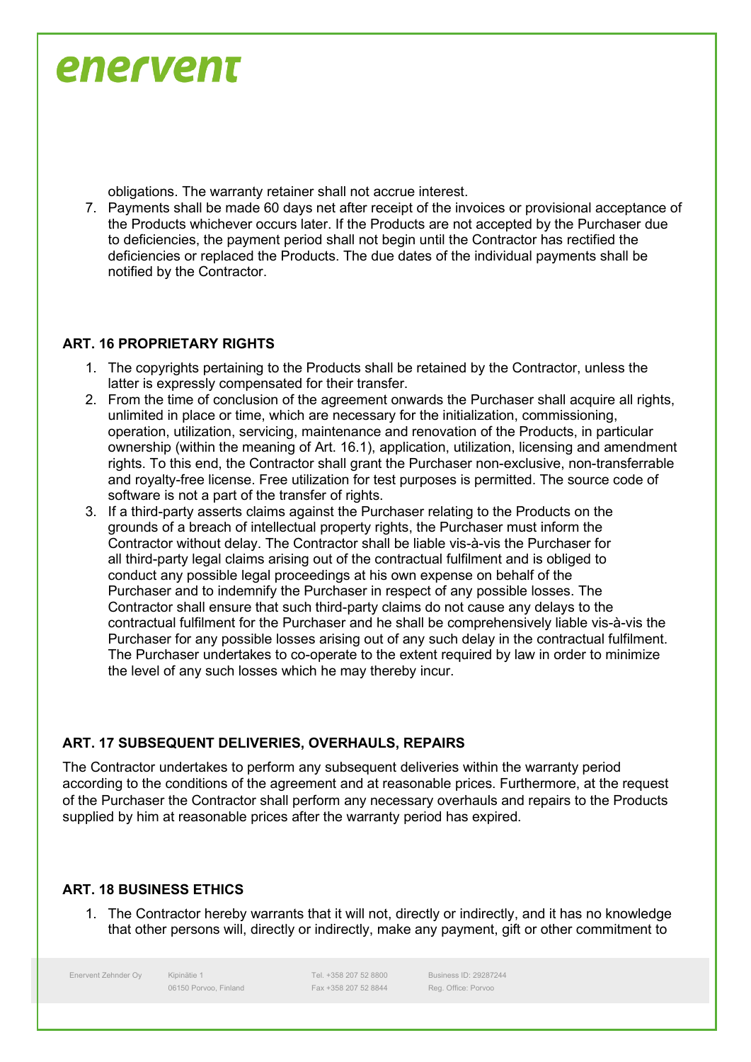obligations. The warranty retainer shall not accrue interest.

7. Payments shall be made 60 days net after receipt of the invoices or provisional acceptance of the Products whichever occurs later. If the Products are not accepted by the Purchaser due to deficiencies, the payment period shall not begin until the Contractor has rectified the deficiencies or replaced the Products. The due dates of the individual payments shall be notified by the Contractor.

## ART. 16 PROPRIETARY RIGHTS

1. The copyrights pertaining to the Products shall be retained by the Contractor, unless the latter is expressly compensated for their transfer.
2. From the time of conclusion of the agreement onwards the Purchaser shall acquire all rights, unlimited in place or time, which are necessary for the initialization, commissioning, operation, utilization, servicing, maintenance and renovation of the Products, in particular ownership (within the meaning of Art. 16.1), application, utilization, licensing and amendment rights. To this end, the Contractor shall grant the Purchaser non-exclusive, non-transferrable and royalty-free license. Free utilization for test purposes is permitted. The source code of software is not a part of the transfer of rights.
3. If a third-party asserts claims against the Purchaser relating to the Products on the grounds of a breach of intellectual property rights, the Purchaser must inform the Contractor without delay. The Contractor shall be liable vis-à-vis the Purchaser for all third-party legal claims arising out of the contractual fulfilment and is obliged to conduct any possible legal proceedings at his own expense on behalf of the Purchaser and to indemnify the Purchaser in respect of any possible losses. The Contractor shall ensure that such third-party claims do not cause any delays to the contractual fulfilment for the Purchaser and he shall be comprehensively liable vis-à-vis the Purchaser for any possible losses arising out of any such delay in the contractual fulfilment. The Purchaser undertakes to co-operate to the extent required by law in order to minimize the level of any such losses which he may thereby incur.

## ART. 17 SUBSEQUENT DELIVERIES, OVERHAULS, REPAIRS

The Contractor undertakes to perform any subsequent deliveries within the warranty period according to the conditions of the agreement and at reasonable prices. Furthermore, at the request of the Purchaser the Contractor shall perform any necessary overhauls and repairs to the Products supplied by him at reasonable prices after the warranty period has expired.

## ART. 18 BUSINESS ETHICS

1. The Contractor hereby warrants that it will not, directly or indirectly, and it has no knowledge that other persons will, directly or indirectly, make any payment, gift or other commitment to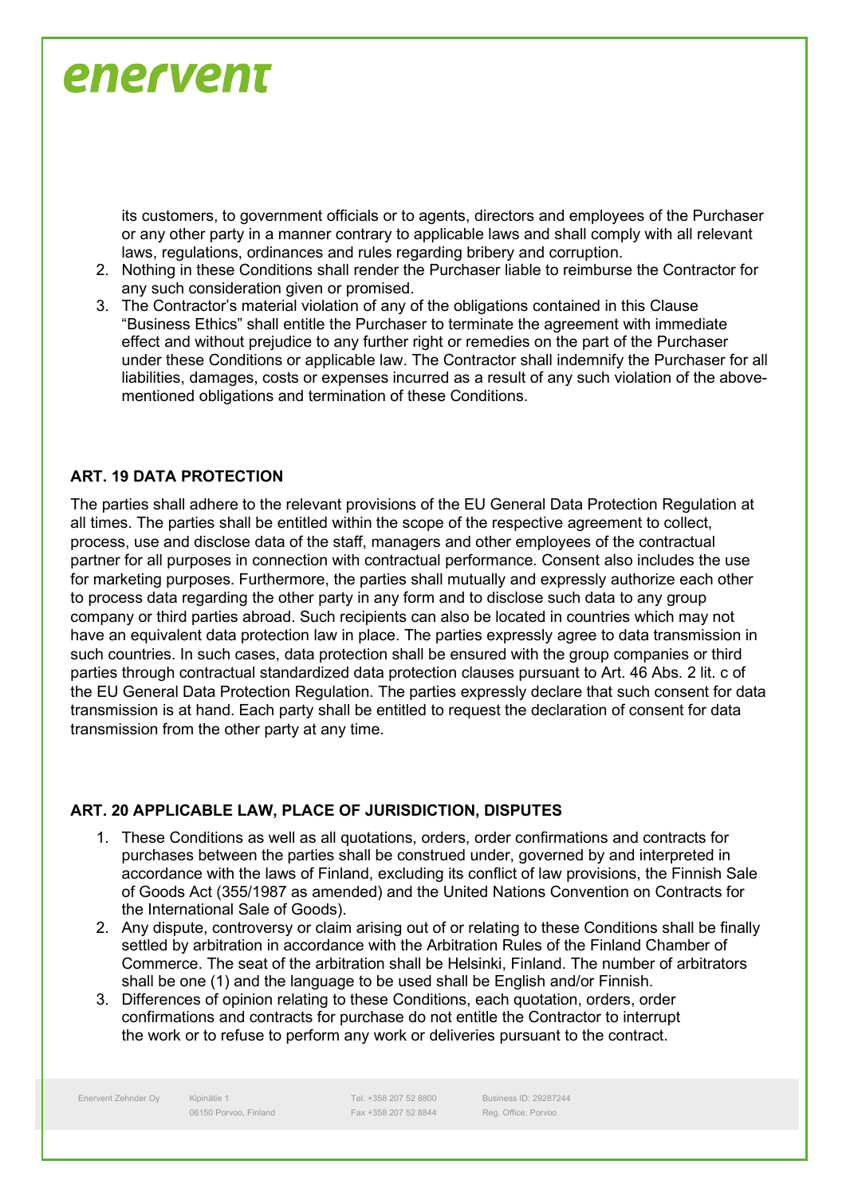its customers, to government officials or to agents, directors and employees of the Purchaser or any other party in a manner contrary to applicable laws and shall comply with all relevant laws, regulations, ordinances and rules regarding bribery and corruption.

2. Nothing in these Conditions shall render the Purchaser liable to reimburse the Contractor for any such consideration given or promised.
3. The Contractor's material violation of any of the obligations contained in this Clause "Business Ethics" shall entitle the Purchaser to terminate the agreement with immediate effect and without prejudice to any further right or remedies on the part of the Purchaser under these Conditions or applicable law. The Contractor shall indemnify the Purchaser for all liabilities, damages, costs or expenses incurred as a result of any such violation of the above-mentioned obligations and termination of these Conditions.

## ART. 19 DATA PROTECTION

The parties shall adhere to the relevant provisions of the EU General Data Protection Regulation at all times. The parties shall be entitled within the scope of the respective agreement to collect, process, use and disclose data of the staff, managers and other employees of the contractual partner for all purposes in connection with contractual performance. Consent also includes the use for marketing purposes. Furthermore, the parties shall mutually and expressly authorize each other to process data regarding the other party in any form and to disclose such data to any group company or third parties abroad. Such recipients can also be located in countries which may not have an equivalent data protection law in place. The parties expressly agree to data transmission in such countries. In such cases, data protection shall be ensured with the group companies or third parties through contractual standardized data protection clauses pursuant to Art. 46 Abs. 2 lit. c of the EU General Data Protection Regulation. The parties expressly declare that such consent for data transmission is at hand. Each party shall be entitled to request the declaration of consent for data transmission from the other party at any time.

## ART. 20 APPLICABLE LAW, PLACE OF JURISDICTION, DISPUTES

1. These Conditions as well as all quotations, orders, order confirmations and contracts for purchases between the parties shall be construed under, governed by and interpreted in accordance with the laws of Finland, excluding its conflict of law provisions, the Finnish Sale of Goods Act (355/1987 as amended) and the United Nations Convention on Contracts for the International Sale of Goods).
2. Any dispute, controversy or claim arising out of or relating to these Conditions shall be finally settled by arbitration in accordance with the Arbitration Rules of the Finland Chamber of Commerce. The seat of the arbitration shall be Helsinki, Finland. The number of arbitrators shall be one (1) and the language to be used shall be English and/or Finnish.
3. Differences of opinion relating to these Conditions, each quotation, orders, order confirmations and contracts for purchase do not entitle the Contractor to interrupt the work or to refuse to perform any work or deliveries pursuant to the contract.